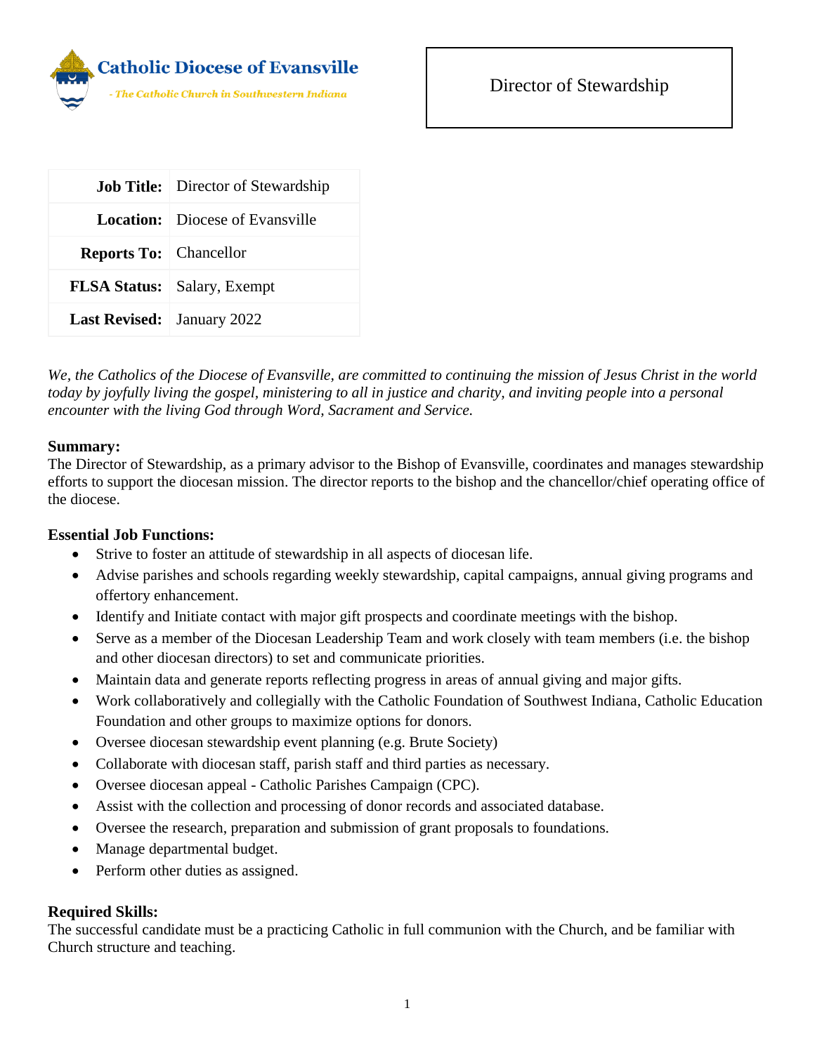Catholic Diocese of Evansville

- The Catholic Church in Southwestern Indiana

Director of Stewardship

| | |
|---|---|
| **Job Title:** | Director of Stewardship |
| **Location:** | Diocese of Evansville |
| **Reports To:** | Chancellor |
| **FLSA Status:** | Salary, Exempt |
| **Last Revised:** | January 2022 |

*We, the Catholics of the Diocese of Evansville, are committed to continuing the mission of Jesus Christ in the world today by joyfully living the gospel, ministering to all in justice and charity, and inviting people into a personal encounter with the living God through Word, Sacrament and Service.*

**Summary:**
The Director of Stewardship, as a primary advisor to the Bishop of Evansville, coordinates and manages stewardship efforts to support the diocesan mission. The director reports to the bishop and the chancellor/chief operating office of the diocese.

**Essential Job Functions:**

- Strive to foster an attitude of stewardship in all aspects of diocesan life.
- Advise parishes and schools regarding weekly stewardship, capital campaigns, annual giving programs and offertory enhancement.
- Identify and Initiate contact with major gift prospects and coordinate meetings with the bishop.
- Serve as a member of the Diocesan Leadership Team and work closely with team members (i.e. the bishop and other diocesan directors) to set and communicate priorities.
- Maintain data and generate reports reflecting progress in areas of annual giving and major gifts.
- Work collaboratively and collegially with the Catholic Foundation of Southwest Indiana, Catholic Education Foundation and other groups to maximize options for donors.
- Oversee diocesan stewardship event planning (e.g. Brute Society)
- Collaborate with diocesan staff, parish staff and third parties as necessary.
- Oversee diocesan appeal - Catholic Parishes Campaign (CPC).
- Assist with the collection and processing of donor records and associated database.
- Oversee the research, preparation and submission of grant proposals to foundations.
- Manage departmental budget.
- Perform other duties as assigned.

**Required Skills:**
The successful candidate must be a practicing Catholic in full communion with the Church, and be familiar with Church structure and teaching.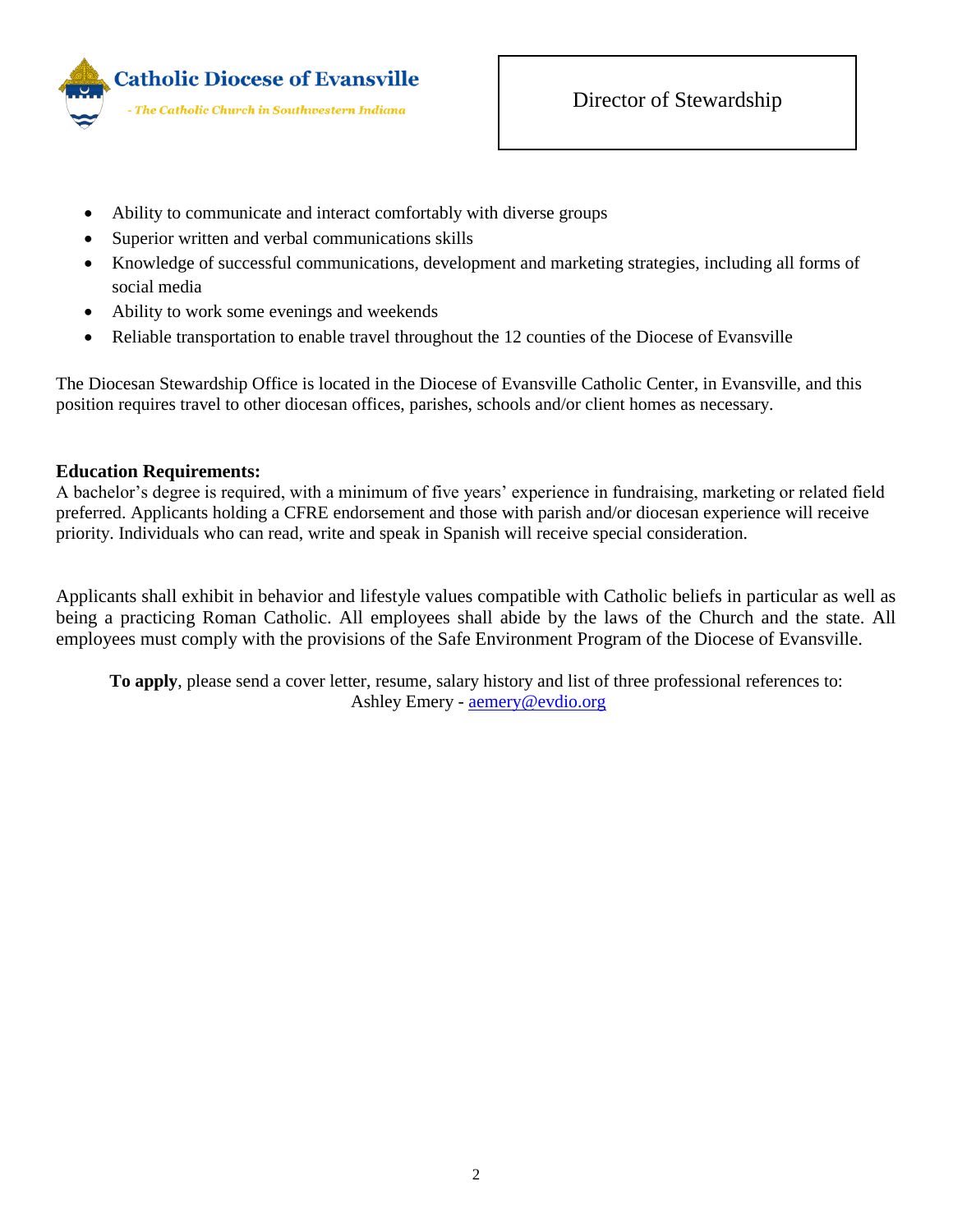- Ability to communicate and interact comfortably with diverse groups
- Superior written and verbal communications skills
- Knowledge of successful communications, development and marketing strategies, including all forms of social media
- Ability to work some evenings and weekends
- Reliable transportation to enable travel throughout the 12 counties of the Diocese of Evansville

The Diocesan Stewardship Office is located in the Diocese of Evansville Catholic Center, in Evansville, and this position requires travel to other diocesan offices, parishes, schools and/or client homes as necessary.

**Education Requirements:**
A bachelor's degree is required, with a minimum of five years' experience in fundraising, marketing or related field preferred. Applicants holding a CFRE endorsement and those with parish and/or diocesan experience will receive priority. Individuals who can read, write and speak in Spanish will receive special consideration.

Applicants shall exhibit in behavior and lifestyle values compatible with Catholic beliefs in particular as well as being a practicing Roman Catholic. All employees shall abide by the laws of the Church and the state. All employees must comply with the provisions of the Safe Environment Program of the Diocese of Evansville.

**To apply**, please send a cover letter, resume, salary history and list of three professional references to:
Ashley Emery - aemery@evdio.org